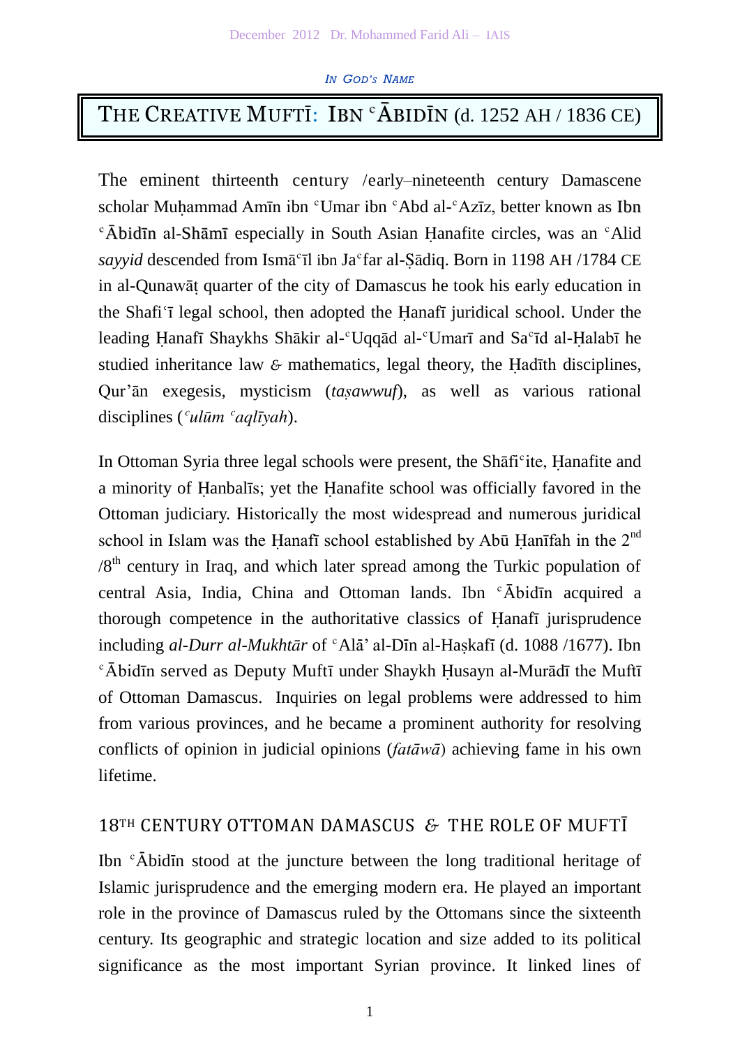*IN GOD'S NAME*

# THE CREATIVE MUFTĪ: IBN ᶜĀBIDĪN (d. 1252 AH / 1836 CE)

The eminent thirteenth century /early–nineteenth century Damascene scholar Muḥammad Amīn ibn ᶜUmar ibn ᶜAbd al-ᶜAzīz, better known as Ibn ᶜĀbidīn al-Shāmī especially in South Asian Ḥanafite circles, was an ᶜAlid *sayyid* descended from Ismāᶜīl ibn Jaᶜfar al-Ṣādiq. Born in 1198 AH /1784 CE in al-Qunawāṭ quarter of the city of Damascus he took his early education in the Shafiʿī legal school, then adopted the Ḥanafī juridical school. Under the leading Ḥanafī Shaykhs Shākir al-ᶜUqqād al-ᶜUmarī and Saᶜīd al-Ḥalabī he studied inheritance law & mathematics, legal theory, the Ḥadīth disciplines, Qur'ān exegesis, mysticism (*taṣawwuf*), as well as various rational disciplines (*ᶜulūm ᶜaqlīyah*).

In Ottoman Syria three legal schools were present, the Shāfiᶜite, Ḥanafite and a minority of Ḥanbalīs; yet the Ḥanafite school was officially favored in the Ottoman judiciary. Historically the most widespread and numerous juridical school in Islam was the Ḥanafī school established by Abū Ḥanīfah in the 2nd /8th century in Iraq, and which later spread among the Turkic population of central Asia, India, China and Ottoman lands. Ibn ᶜĀbidīn acquired a thorough competence in the authoritative classics of Ḥanafī jurisprudence including *al-Durr al-Mukhtār* of ᶜAlā' al-Dīn al-Haṣkafī (d. 1088 /1677). Ibn ᶜĀbidīn served as Deputy Muftī under Shaykh Ḥusayn al-Murādī the Muftī of Ottoman Damascus. Inquiries on legal problems were addressed to him from various provinces, and he became a prominent authority for resolving conflicts of opinion in judicial opinions (*fatāwā*) achieving fame in his own lifetime.

## 18TH CENTURY OTTOMAN DAMASCUS & THE ROLE OF MUFTĪ

Ibn ᶜĀbidīn stood at the juncture between the long traditional heritage of Islamic jurisprudence and the emerging modern era. He played an important role in the province of Damascus ruled by the Ottomans since the sixteenth century. Its geographic and strategic location and size added to its political significance as the most important Syrian province. It linked lines of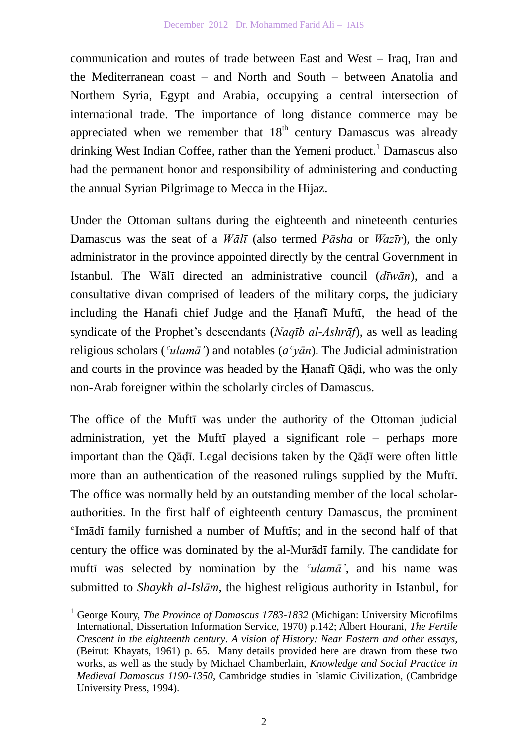communication and routes of trade between East and West – Iraq, Iran and the Mediterranean coast – and North and South – between Anatolia and Northern Syria, Egypt and Arabia, occupying a central intersection of international trade. The importance of long distance commerce may be appreciated when we remember that 18th century Damascus was already drinking West Indian Coffee, rather than the Yemeni product.[1] Damascus also had the permanent honor and responsibility of administering and conducting the annual Syrian Pilgrimage to Mecca in the Hijaz.

Under the Ottoman sultans during the eighteenth and nineteenth centuries Damascus was the seat of a *Wālī* (also termed *Pāsha* or *Wazīr*), the only administrator in the province appointed directly by the central Government in Istanbul. The Wālī directed an administrative council (*dīwān*), and a consultative divan comprised of leaders of the military corps, the judiciary including the Hanafi chief Judge and the Ḥanafī Muftī, the head of the syndicate of the Prophet's descendants (*Naqīb al-Ashrāf*), as well as leading religious scholars (*ᶜulamā'*) and notables (*aᶜyān*). The Judicial administration and courts in the province was headed by the Ḥanafī Qāḍi, who was the only non-Arab foreigner within the scholarly circles of Damascus.

The office of the Muftī was under the authority of the Ottoman judicial administration, yet the Muftī played a significant role – perhaps more important than the Qāḍī. Legal decisions taken by the Qāḍī were often little more than an authentication of the reasoned rulings supplied by the Muftī. The office was normally held by an outstanding member of the local scholar-authorities. In the first half of eighteenth century Damascus, the prominent ᶜImādī family furnished a number of Muftīs; and in the second half of that century the office was dominated by the al-Murādī family. The candidate for muftī was selected by nomination by the *ᶜulamā'*, and his name was submitted to *Shaykh al-Islām,* the highest religious authority in Istanbul, for

[1] George Koury, *The Province of Damascus 1783-1832* (Michigan: University Microfilms International, Dissertation Information Service, 1970) p.142; Albert Hourani, *The Fertile Crescent in the eighteenth century*. *A vision of History: Near Eastern and other essays,* (Beirut: Khayats, 1961) p. 65. Many details provided here are drawn from these two works, as well as the study by Michael Chamberlain, *Knowledge and Social Practice in Medieval Damascus 1190-1350*, Cambridge studies in Islamic Civilization, (Cambridge University Press, 1994).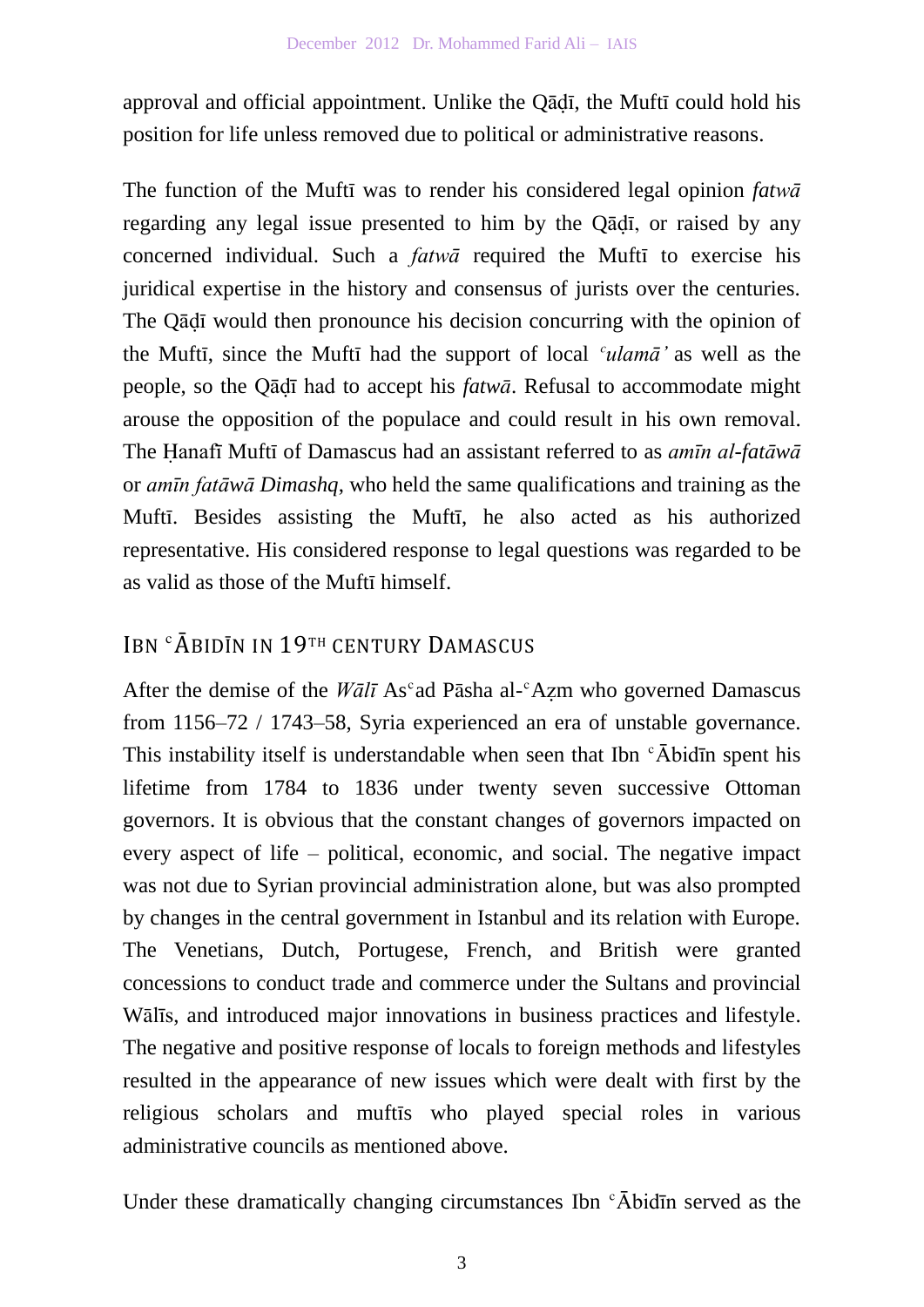approval and official appointment. Unlike the Qāḍī, the Muftī could hold his position for life unless removed due to political or administrative reasons.

The function of the Muftī was to render his considered legal opinion *fatwā* regarding any legal issue presented to him by the Qāḍī, or raised by any concerned individual. Such a *fatwā* required the Muftī to exercise his juridical expertise in the history and consensus of jurists over the centuries. The Qāḍī would then pronounce his decision concurring with the opinion of the Muftī, since the Muftī had the support of local *ᶜulamā'* as well as the people, so the Qāḍī had to accept his *fatwā*. Refusal to accommodate might arouse the opposition of the populace and could result in his own removal. The Ḥanafī Muftī of Damascus had an assistant referred to as *amīn al-fatāwā* or *amīn fatāwā Dimashq*, who held the same qualifications and training as the Muftī. Besides assisting the Muftī, he also acted as his authorized representative. His considered response to legal questions was regarded to be as valid as those of the Muftī himself.

## IBN ᶜĀBIDĪN IN 19TH CENTURY DAMASCUS

After the demise of the *Wālī* Asᶜad Pāsha al-ᶜAẓm who governed Damascus from 1156–72 / 1743–58, Syria experienced an era of unstable governance. This instability itself is understandable when seen that Ibn ᶜĀbidīn spent his lifetime from 1784 to 1836 under twenty seven successive Ottoman governors. It is obvious that the constant changes of governors impacted on every aspect of life – political, economic, and social. The negative impact was not due to Syrian provincial administration alone, but was also prompted by changes in the central government in Istanbul and its relation with Europe. The Venetians, Dutch, Portugese, French, and British were granted concessions to conduct trade and commerce under the Sultans and provincial Wālīs, and introduced major innovations in business practices and lifestyle. The negative and positive response of locals to foreign methods and lifestyles resulted in the appearance of new issues which were dealt with first by the religious scholars and muftīs who played special roles in various administrative councils as mentioned above.

Under these dramatically changing circumstances Ibn ᶜĀbidīn served as the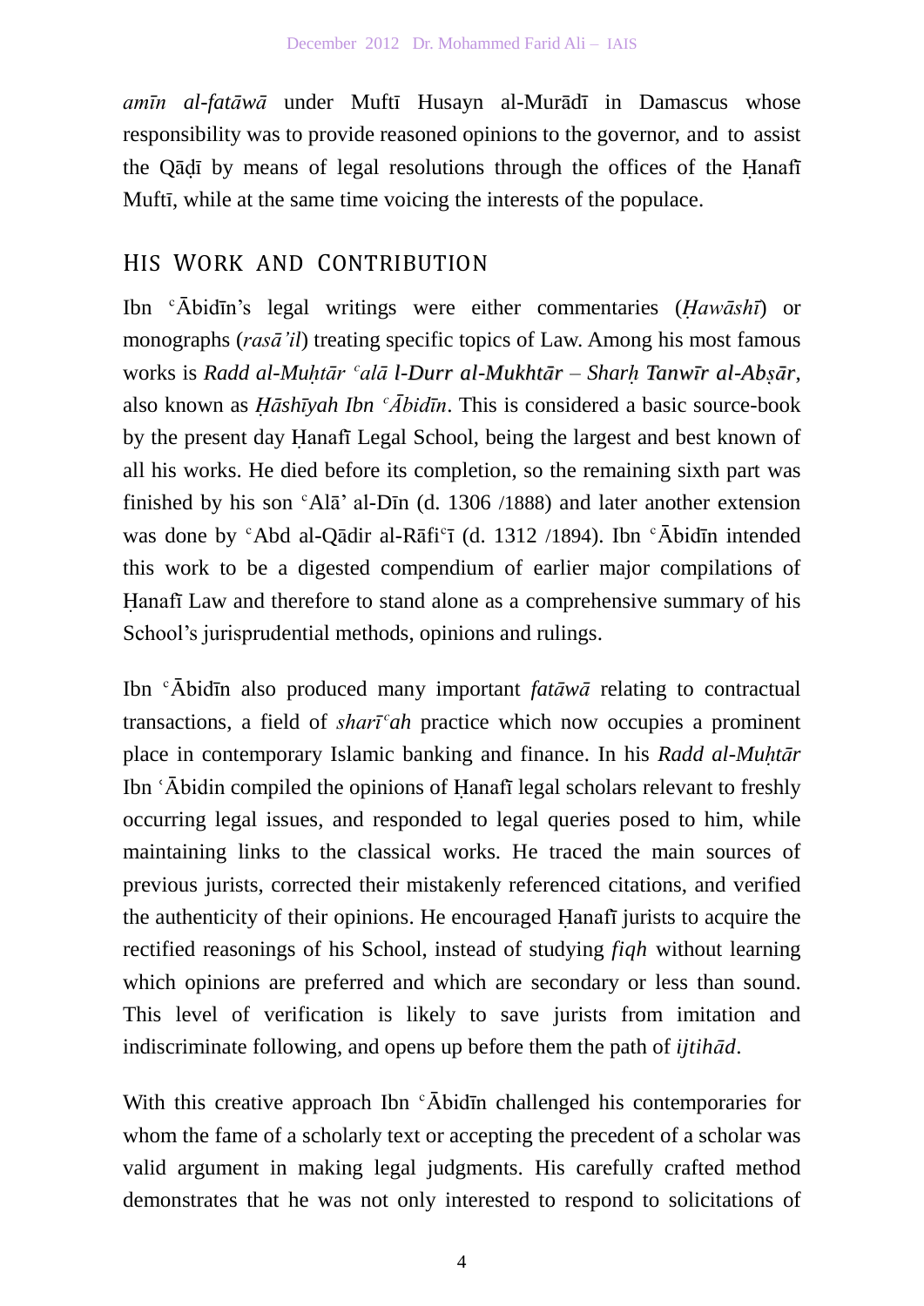*amīn al-fatāwā* under Muftī Husayn al-Murādī in Damascus whose responsibility was to provide reasoned opinions to the governor, and to assist the Qāḍī by means of legal resolutions through the offices of the Ḥanafī Muftī, while at the same time voicing the interests of the populace.

## HIS WORK AND CONTRIBUTION

Ibn ᶜĀbidīn's legal writings were either commentaries (*Ḥawāshī*) or monographs (*rasā'il*) treating specific topics of Law. Among his most famous works is *Radd al-Muḥtār ᶜalā l-Durr al-Mukhtār – Sharḥ Tanwīr al-Abṣār*, also known as *Ḥāshīyah Ibn ᶜĀbidīn*. This is considered a basic source-book by the present day Ḥanafī Legal School, being the largest and best known of all his works. He died before its completion, so the remaining sixth part was finished by his son ᶜAlā' al-Dīn (d. 1306 /1888) and later another extension was done by ᶜAbd al-Qādir al-Rāfiᶜī (d. 1312 /1894). Ibn ᶜĀbidīn intended this work to be a digested compendium of earlier major compilations of Ḥanafī Law and therefore to stand alone as a comprehensive summary of his School's jurisprudential methods, opinions and rulings.

Ibn ᶜĀbidīn also produced many important *fatāwā* relating to contractual transactions, a field of *sharīᶜah* practice which now occupies a prominent place in contemporary Islamic banking and finance. In his *Radd al-Muḥtār* Ibn ʿĀbidin compiled the opinions of Ḥanafī legal scholars relevant to freshly occurring legal issues, and responded to legal queries posed to him, while maintaining links to the classical works. He traced the main sources of previous jurists, corrected their mistakenly referenced citations, and verified the authenticity of their opinions. He encouraged Ḥanafī jurists to acquire the rectified reasonings of his School, instead of studying *fiqh* without learning which opinions are preferred and which are secondary or less than sound. This level of verification is likely to save jurists from imitation and indiscriminate following, and opens up before them the path of *ijtihād*.

With this creative approach Ibn ᶜĀbidīn challenged his contemporaries for whom the fame of a scholarly text or accepting the precedent of a scholar was valid argument in making legal judgments. His carefully crafted method demonstrates that he was not only interested to respond to solicitations of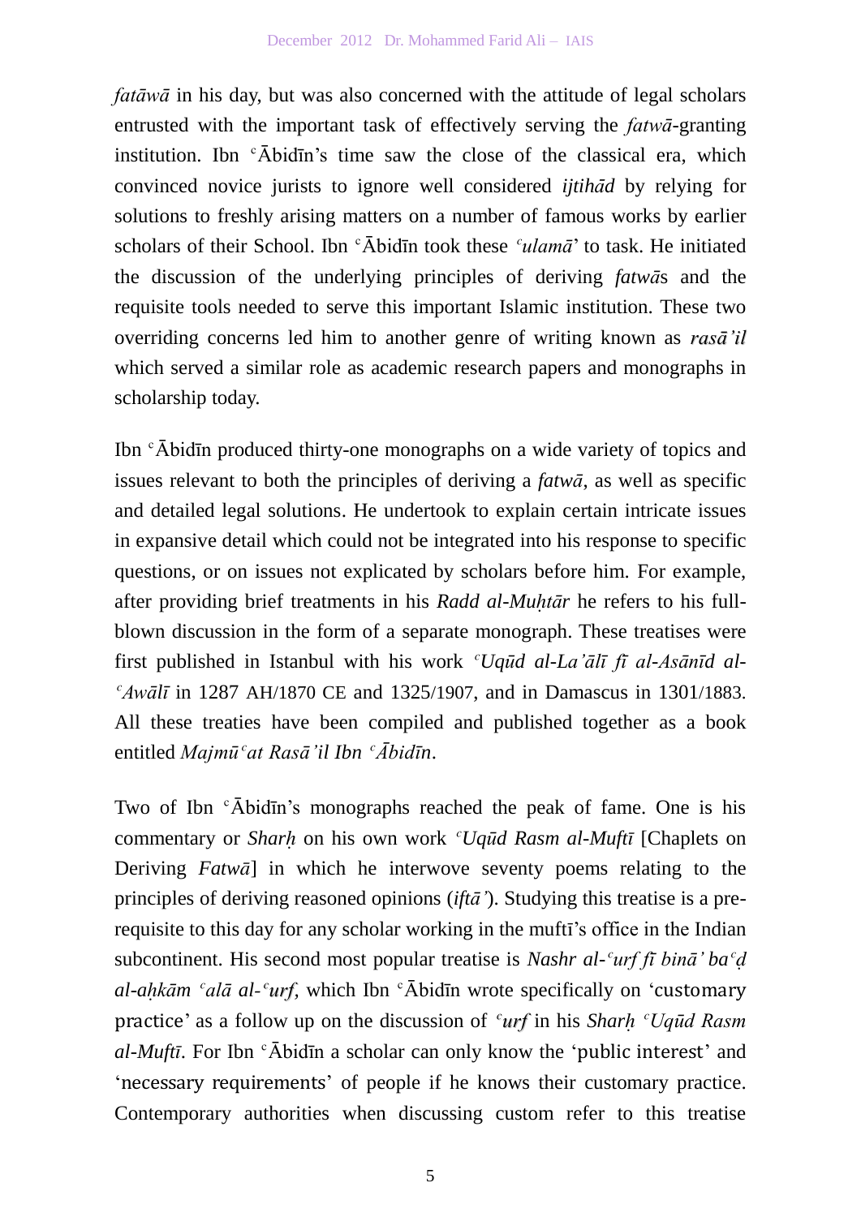*fatāwā* in his day, but was also concerned with the attitude of legal scholars entrusted with the important task of effectively serving the *fatwā*-granting institution. Ibn ᶜĀbidīn's time saw the close of the classical era, which convinced novice jurists to ignore well considered *ijtihād* by relying for solutions to freshly arising matters on a number of famous works by earlier scholars of their School. Ibn ᶜĀbidīn took these *ᶜulamā*' to task. He initiated the discussion of the underlying principles of deriving *fatwā*s and the requisite tools needed to serve this important Islamic institution. These two overriding concerns led him to another genre of writing known as ***rasā'il*** which served a similar role as academic research papers and monographs in scholarship today.

Ibn ᶜĀbidīn produced thirty-one monographs on a wide variety of topics and issues relevant to both the principles of deriving a *fatwā*, as well as specific and detailed legal solutions. He undertook to explain certain intricate issues in expansive detail which could not be integrated into his response to specific questions, or on issues not explicated by scholars before him. For example, after providing brief treatments in his ***Radd al-Muḥtār*** he refers to his full-blown discussion in the form of a separate monograph. These treatises were first published in Istanbul with his work *ᶜUqūd al-La'ālī fī al-Asānīd al-ᶜAwālī* in 1287 AH/1870 CE and 1325/1907, and in Damascus in 1301/1883. All these treaties have been compiled and published together as a book entitled *Majmūᶜat Rasā'il Ibn ᶜĀbidīn*.

Two of Ibn ᶜĀbidīn's monographs reached the peak of fame. One is his commentary or ***Sharḥ*** on his own work *ᶜUqūd Rasm al-Muftī* [Chaplets on Deriving *Fatwā*] in which he interwove seventy poems relating to the principles of deriving reasoned opinions (*iftā'*). Studying this treatise is a pre-requisite to this day for any scholar working in the muftī's office in the Indian subcontinent. His second most popular treatise is ***Nashr al-ᶜurf fī binā' baᶜḍ al-aḥkām ᶜalā al-ᶜurf***, which Ibn ᶜĀbidīn wrote specifically on 'customary practice' as a follow up on the discussion of ***ᶜurf*** in his ***Sharḥ ᶜUqūd Rasm al-Muftī***. For Ibn ᶜĀbidīn a scholar can only know the 'public interest' and 'necessary requirements' of people if he knows their customary practice. Contemporary authorities when discussing custom refer to this treatise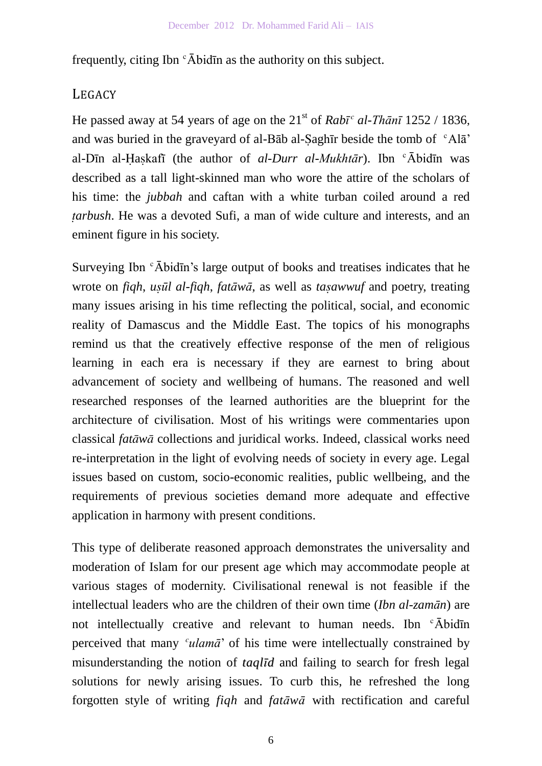frequently, citing Ibn ᶜĀbidīn as the authority on this subject.

## Legacy

He passed away at 54 years of age on the 21st of *Rabīᶜ al-Thānī* 1252 / 1836, and was buried in the graveyard of al-Bāb al-Ṣaghīr beside the tomb of ᶜAlā' al-Dīn al-Ḥaṣkafī (the author of *al-Durr al-Mukhtār*). Ibn ᶜĀbidīn was described as a tall light-skinned man who wore the attire of the scholars of his time: the *jubbah* and caftan with a white turban coiled around a red *ṭarbush*. He was a devoted Sufi, a man of wide culture and interests, and an eminent figure in his society.

Surveying Ibn ᶜĀbidīn's large output of books and treatises indicates that he wrote on *fiqh*, *uṣūl al-fiqh*, *fatāwā*, as well as *taṣawwuf* and poetry, treating many issues arising in his time reflecting the political, social, and economic reality of Damascus and the Middle East. The topics of his monographs remind us that the creatively effective response of the men of religious learning in each era is necessary if they are earnest to bring about advancement of society and wellbeing of humans. The reasoned and well researched responses of the learned authorities are the blueprint for the architecture of civilisation. Most of his writings were commentaries upon classical *fatāwā* collections and juridical works. Indeed, classical works need re-interpretation in the light of evolving needs of society in every age. Legal issues based on custom, socio-economic realities, public wellbeing, and the requirements of previous societies demand more adequate and effective application in harmony with present conditions.

This type of deliberate reasoned approach demonstrates the universality and moderation of Islam for our present age which may accommodate people at various stages of modernity. Civilisational renewal is not feasible if the intellectual leaders who are the children of their own time (*Ibn al-zamān*) are not intellectually creative and relevant to human needs. Ibn ᶜĀbidīn perceived that many *ᶜulamā*' of his time were intellectually constrained by misunderstanding the notion of ***taqlīd*** and failing to search for fresh legal solutions for newly arising issues. To curb this, he refreshed the long forgotten style of writing *fiqh* and *fatāwā* with rectification and careful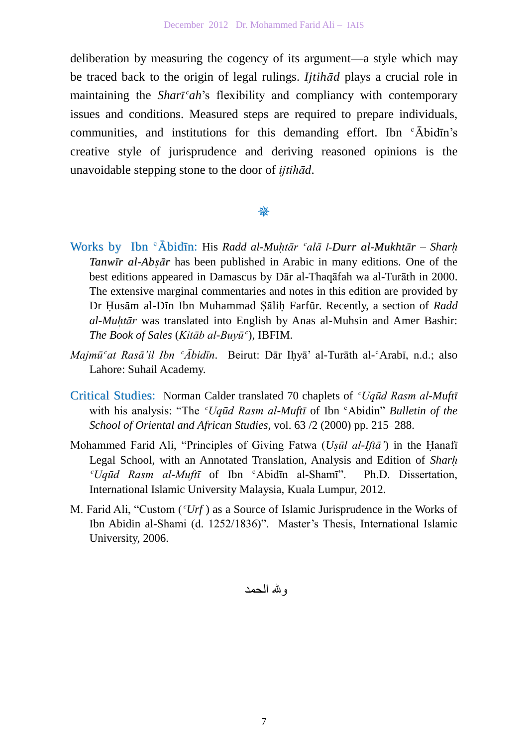deliberation by measuring the cogency of its argument—a style which may be traced back to the origin of legal rulings. *Ijtihād* plays a crucial role in maintaining the *Sharīʿah*'s flexibility and compliancy with contemporary issues and conditions. Measured steps are required to prepare individuals, communities, and institutions for this demanding effort. Ibn ʿĀbidīn's creative style of jurisprudence and deriving reasoned opinions is the unavoidable stepping stone to the door of *ijtihād*.

❋

Works by Ibn ʿĀbidīn: His *Radd al-Muḥtār ʿalā l-Durr al-Mukhtār – Sharḥ Tanwīr al-Abṣār* has been published in Arabic in many editions. One of the best editions appeared in Damascus by Dār al-Thaqāfah wa al-Turāth in 2000. The extensive marginal commentaries and notes in this edition are provided by Dr Ḥusām al-Dīn Ibn Muhammad Ṣāliḥ Farfūr. Recently, a section of *Radd al-Muḥtār* was translated into English by Anas al-Muhsin and Amer Bashir: *The Book of Sales* (*Kitāb al-Buyūʿ*), IBFIM.

*Majmūʿat Rasā'il Ibn ʿĀbidīn*. Beirut: Dār Iḥyā' al-Turāth al-ʿArabī, n.d.; also Lahore: Suhail Academy.

Critical Studies: Norman Calder translated 70 chaplets of *ʿUqūd Rasm al-Muftī* with his analysis: "The *ʿUqūd Rasm al-Muftī* of Ibn ʿAbidin" *Bulletin of the School of Oriental and African Studies*, vol. 63 /2 (2000) pp. 215–288.

Mohammed Farid Ali, "Principles of Giving Fatwa (*Uṣūl al-Iftā'*) in the Ḥanafī Legal School, with an Annotated Translation, Analysis and Edition of *Sharḥ ʿUqūd Rasm al-Muftī* of Ibn ʿAbidīn al-Shamī". Ph.D. Dissertation, International Islamic University Malaysia, Kuala Lumpur, 2012.

M. Farid Ali, "Custom (*ʿUrf*) as a Source of Islamic Jurisprudence in the Works of Ibn Abidin al-Shami (d. 1252/1836)". Master's Thesis, International Islamic University, 2006.

ولله الحمد